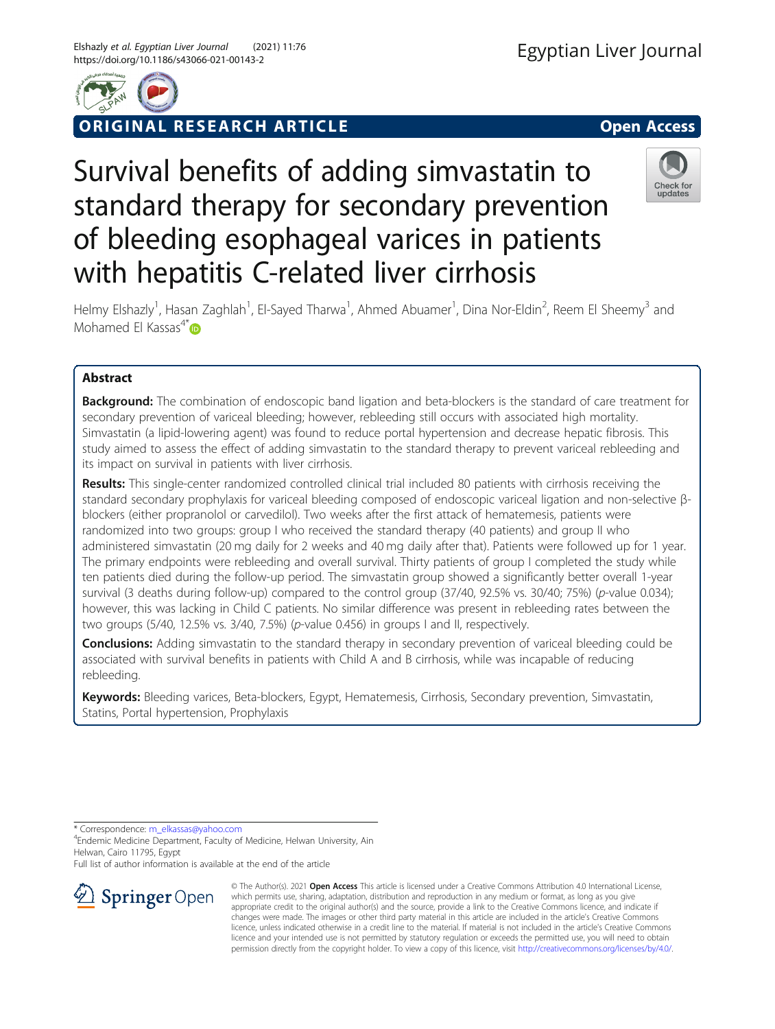ORIGINAL RESEARCH ARTICLE

Open Access

# Survival benefits of adding simvastatin to standard therapy for secondary prevention of bleeding esophageal varices in patients with hepatitis C-related liver cirrhosis

Helmy Elshazly[1], Hasan Zaghlah[1], El-Sayed Tharwa[1], Ahmed Abuamer[1], Dina Nor-Eldin[2], Reem El Sheemy[3] and Mohamed El Kassas[4*]

## Abstract

**Background:** The combination of endoscopic band ligation and beta-blockers is the standard of care treatment for secondary prevention of variceal bleeding; however, rebleeding still occurs with associated high mortality. Simvastatin (a lipid-lowering agent) was found to reduce portal hypertension and decrease hepatic fibrosis. This study aimed to assess the effect of adding simvastatin to the standard therapy to prevent variceal rebleeding and its impact on survival in patients with liver cirrhosis.

**Results:** This single-center randomized controlled clinical trial included 80 patients with cirrhosis receiving the standard secondary prophylaxis for variceal bleeding composed of endoscopic variceal ligation and non-selective β-blockers (either propranolol or carvedilol). Two weeks after the first attack of hematemesis, patients were randomized into two groups: group I who received the standard therapy (40 patients) and group II who administered simvastatin (20 mg daily for 2 weeks and 40 mg daily after that). Patients were followed up for 1 year. The primary endpoints were rebleeding and overall survival. Thirty patients of group I completed the study while ten patients died during the follow-up period. The simvastatin group showed a significantly better overall 1-year survival (3 deaths during follow-up) compared to the control group (37/40, 92.5% vs. 30/40; 75%) ($p$-value 0.034); however, this was lacking in Child C patients. No similar difference was present in rebleeding rates between the two groups (5/40, 12.5% vs. 3/40, 7.5%) ($p$-value 0.456) in groups I and II, respectively.

**Conclusions:** Adding simvastatin to the standard therapy in secondary prevention of variceal bleeding could be associated with survival benefits in patients with Child A and B cirrhosis, while was incapable of reducing rebleeding.

**Keywords:** Bleeding varices, Beta-blockers, Egypt, Hematemesis, Cirrhosis, Secondary prevention, Simvastatin, Statins, Portal hypertension, Prophylaxis

---

* Correspondence: m_elkassas@yahoo.com
[4]Endemic Medicine Department, Faculty of Medicine, Helwan University, Ain Helwan, Cairo 11795, Egypt
Full list of author information is available at the end of the article

© The Author(s). 2021 **Open Access** This article is licensed under a Creative Commons Attribution 4.0 International License, which permits use, sharing, adaptation, distribution and reproduction in any medium or format, as long as you give appropriate credit to the original author(s) and the source, provide a link to the Creative Commons licence, and indicate if changes were made. The images or other third party material in this article are included in the article's Creative Commons licence, unless indicated otherwise in a credit line to the material. If material is not included in the article's Creative Commons licence and your intended use is not permitted by statutory regulation or exceeds the permitted use, you will need to obtain permission directly from the copyright holder. To view a copy of this licence, visit http://creativecommons.org/licenses/by/4.0/.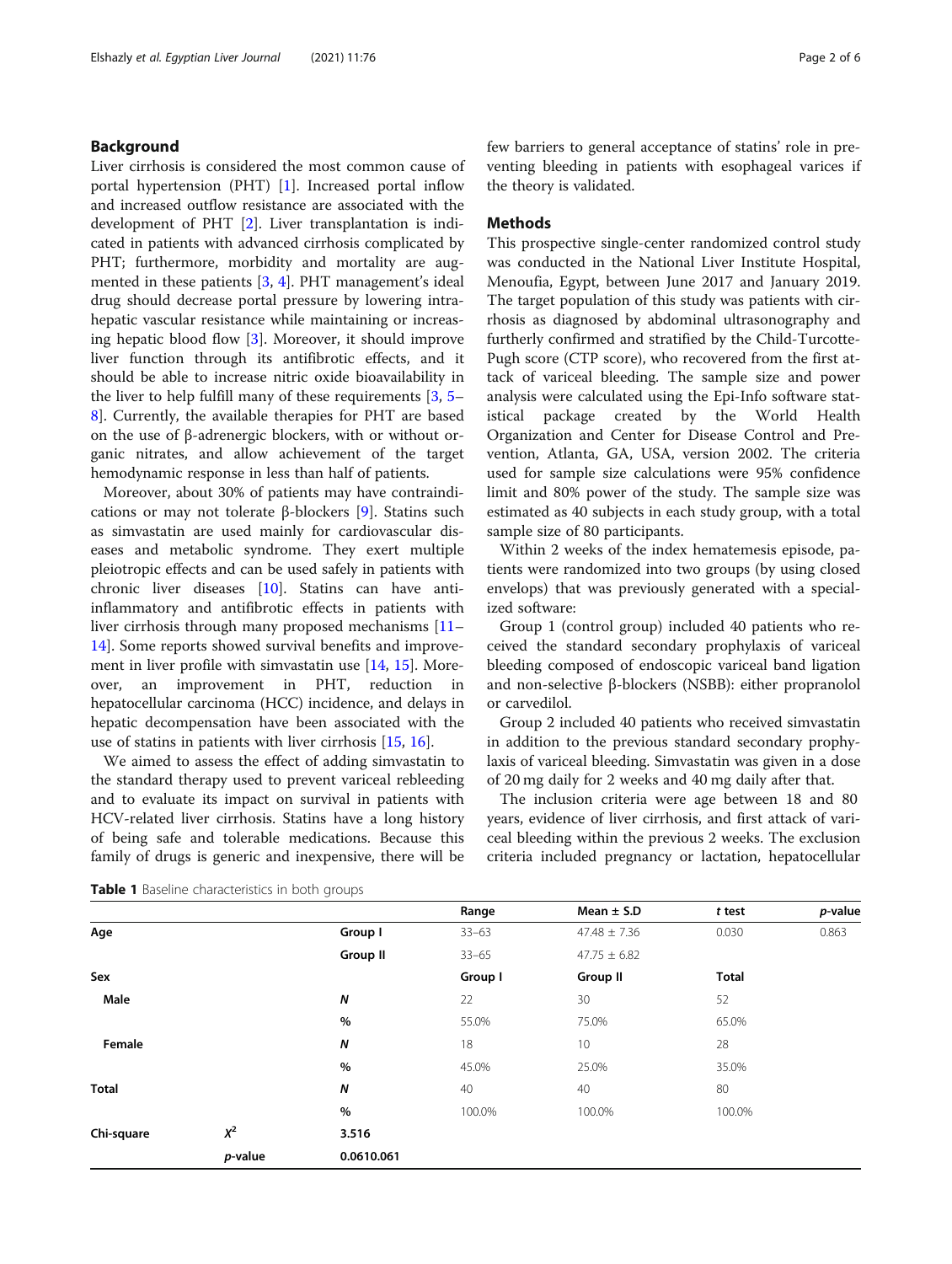## Background

Liver cirrhosis is considered the most common cause of portal hypertension (PHT) [1]. Increased portal inflow and increased outflow resistance are associated with the development of PHT [2]. Liver transplantation is indicated in patients with advanced cirrhosis complicated by PHT; furthermore, morbidity and mortality are augmented in these patients [3, 4]. PHT management's ideal drug should decrease portal pressure by lowering intrahepatic vascular resistance while maintaining or increasing hepatic blood flow [3]. Moreover, it should improve liver function through its antifibrotic effects, and it should be able to increase nitric oxide bioavailability in the liver to help fulfill many of these requirements [3, 5–8]. Currently, the available therapies for PHT are based on the use of β-adrenergic blockers, with or without organic nitrates, and allow achievement of the target hemodynamic response in less than half of patients.

Moreover, about 30% of patients may have contraindications or may not tolerate β-blockers [9]. Statins such as simvastatin are used mainly for cardiovascular diseases and metabolic syndrome. They exert multiple pleiotropic effects and can be used safely in patients with chronic liver diseases [10]. Statins can have anti-inflammatory and antifibrotic effects in patients with liver cirrhosis through many proposed mechanisms [11–14]. Some reports showed survival benefits and improvement in liver profile with simvastatin use [14, 15]. Moreover, an improvement in PHT, reduction in hepatocellular carcinoma (HCC) incidence, and delays in hepatic decompensation have been associated with the use of statins in patients with liver cirrhosis [15, 16].

We aimed to assess the effect of adding simvastatin to the standard therapy used to prevent variceal rebleeding and to evaluate its impact on survival in patients with HCV-related liver cirrhosis. Statins have a long history of being safe and tolerable medications. Because this family of drugs is generic and inexpensive, there will be few barriers to general acceptance of statins' role in preventing bleeding in patients with esophageal varices if the theory is validated.

## Methods

This prospective single-center randomized control study was conducted in the National Liver Institute Hospital, Menoufia, Egypt, between June 2017 and January 2019. The target population of this study was patients with cirrhosis as diagnosed by abdominal ultrasonography and furtherly confirmed and stratified by the Child-Turcotte-Pugh score (CTP score), who recovered from the first attack of variceal bleeding. The sample size and power analysis were calculated using the Epi-Info software statistical package created by the World Health Organization and Center for Disease Control and Prevention, Atlanta, GA, USA, version 2002. The criteria used for sample size calculations were 95% confidence limit and 80% power of the study. The sample size was estimated as 40 subjects in each study group, with a total sample size of 80 participants.

Within 2 weeks of the index hematemesis episode, patients were randomized into two groups (by using closed envelops) that was previously generated with a specialized software:

Group 1 (control group) included 40 patients who received the standard secondary prophylaxis of variceal bleeding composed of endoscopic variceal band ligation and non-selective β-blockers (NSBB): either propranolol or carvedilol.

Group 2 included 40 patients who received simvastatin in addition to the previous standard secondary prophylaxis of variceal bleeding. Simvastatin was given in a dose of 20 mg daily for 2 weeks and 40 mg daily after that.

The inclusion criteria were age between 18 and 80 years, evidence of liver cirrhosis, and first attack of variceal bleeding within the previous 2 weeks. The exclusion criteria included pregnancy or lactation, hepatocellular

**Table 1** Baseline characteristics in both groups

| | | | Range | Mean ± S.D | *t* test | *p*-value |
|---|---|---|---|---|---|---|
| **Age** | | **Group I** | 33–63 | 47.48 ± 7.36 | 0.030 | 0.863 |
| | | **Group II** | 33–65 | 47.75 ± 6.82 | | |
| **Sex** | | | **Group I** | **Group II** | **Total** | |
| **Male** | | ***N*** | 22 | 30 | 52 | |
| | | **%** | 55.0% | 75.0% | 65.0% | |
| **Female** | | ***N*** | 18 | 10 | 28 | |
| | | **%** | 45.0% | 25.0% | 35.0% | |
| **Total** | | ***N*** | 40 | 40 | 80 | |
| | | **%** | 100.0% | 100.0% | 100.0% | |
| **Chi-square** | $X^2$ | **3.516** | | | | |
| | *p*-value | **0.0610.061** | | | | |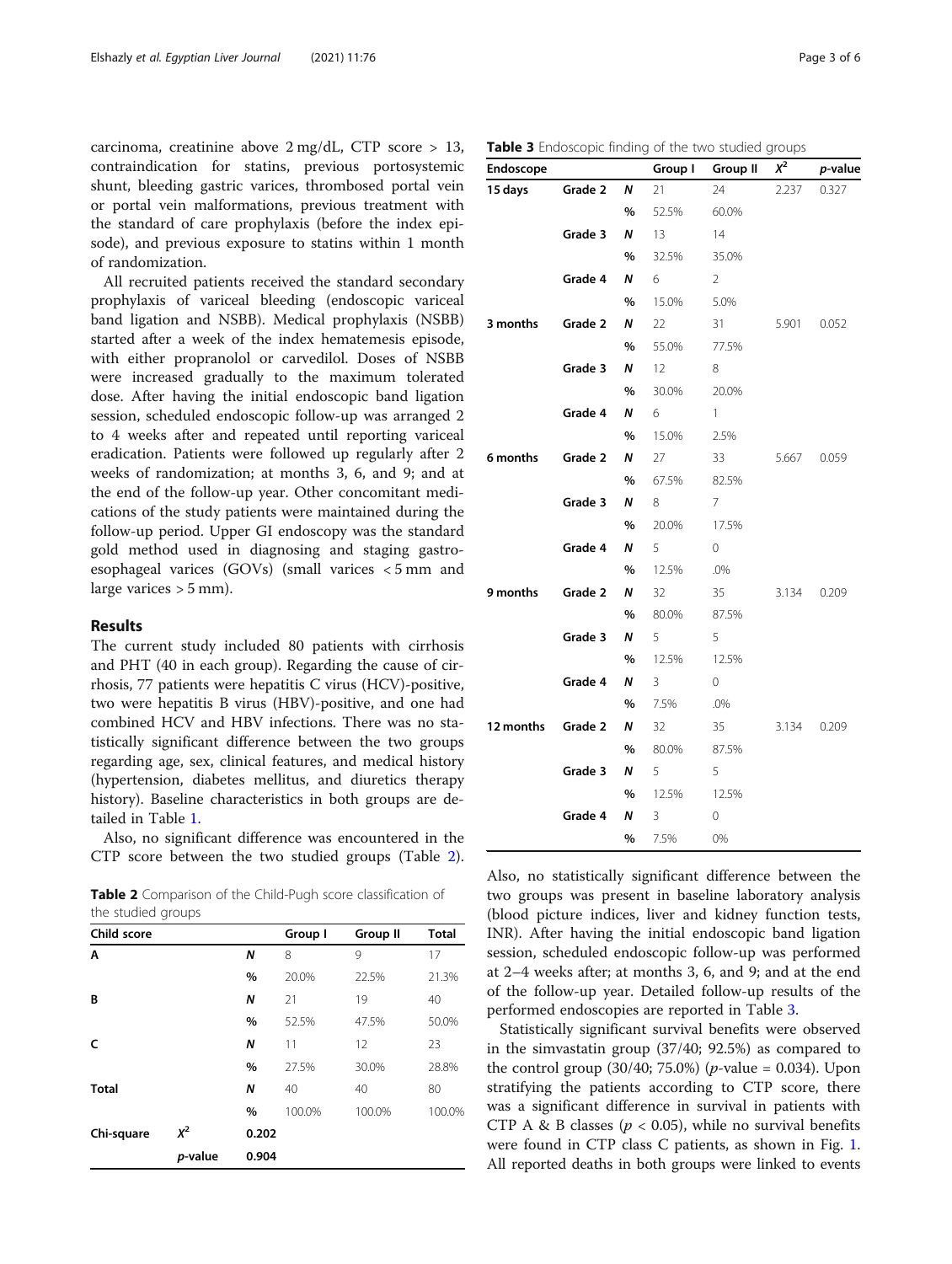carcinoma, creatinine above 2 mg/dL, CTP score > 13, contraindication for statins, previous portosystemic shunt, bleeding gastric varices, thrombosed portal vein or portal vein malformations, previous treatment with the standard of care prophylaxis (before the index episode), and previous exposure to statins within 1 month of randomization.

All recruited patients received the standard secondary prophylaxis of variceal bleeding (endoscopic variceal band ligation and NSBB). Medical prophylaxis (NSBB) started after a week of the index hematemesis episode, with either propranolol or carvedilol. Doses of NSBB were increased gradually to the maximum tolerated dose. After having the initial endoscopic band ligation session, scheduled endoscopic follow-up was arranged 2 to 4 weeks after and repeated until reporting variceal eradication. Patients were followed up regularly after 2 weeks of randomization; at months 3, 6, and 9; and at the end of the follow-up year. Other concomitant medications of the study patients were maintained during the follow-up period. Upper GI endoscopy was the standard gold method used in diagnosing and staging gastroesophageal varices (GOVs) (small varices < 5 mm and large varices > 5 mm).

## Results

The current study included 80 patients with cirrhosis and PHT (40 in each group). Regarding the cause of cirrhosis, 77 patients were hepatitis C virus (HCV)-positive, two were hepatitis B virus (HBV)-positive, and one had combined HCV and HBV infections. There was no statistically significant difference between the two groups regarding age, sex, clinical features, and medical history (hypertension, diabetes mellitus, and diuretics therapy history). Baseline characteristics in both groups are detailed in Table 1.

Also, no significant difference was encountered in the CTP score between the two studied groups (Table 2).

**Table 2** Comparison of the Child-Pugh score classification of the studied groups

| Child score | | | Group I | Group II | Total |
|---|---|---|---|---|---|
| A | | N | 8 | 9 | 17 |
| | | % | 20.0% | 22.5% | 21.3% |
| B | | N | 21 | 19 | 40 |
| | | % | 52.5% | 47.5% | 50.0% |
| C | | N | 11 | 12 | 23 |
| | | % | 27.5% | 30.0% | 28.8% |
| Total | | N | 40 | 40 | 80 |
| | | % | 100.0% | 100.0% | 100.0% |
| Chi-square | $X^2$ | 0.202 | | | |
| | *p*-value | 0.904 | | | |

**Table 3** Endoscopic finding of the two studied groups

| Endoscope | | | Group I | Group II | $X^2$ | *p*-value |
|---|---|---|---|---|---|---|
| 15 days | Grade 2 | N | 21 | 24 | 2.237 | 0.327 |
| | | % | 52.5% | 60.0% | | |
| | Grade 3 | N | 13 | 14 | | |
| | | % | 32.5% | 35.0% | | |
| | Grade 4 | N | 6 | 2 | | |
| | | % | 15.0% | 5.0% | | |
| 3 months | Grade 2 | N | 22 | 31 | 5.901 | 0.052 |
| | | % | 55.0% | 77.5% | | |
| | Grade 3 | N | 12 | 8 | | |
| | | % | 30.0% | 20.0% | | |
| | Grade 4 | N | 6 | 1 | | |
| | | % | 15.0% | 2.5% | | |
| 6 months | Grade 2 | N | 27 | 33 | 5.667 | 0.059 |
| | | % | 67.5% | 82.5% | | |
| | Grade 3 | N | 8 | 7 | | |
| | | % | 20.0% | 17.5% | | |
| | Grade 4 | N | 5 | 0 | | |
| | | % | 12.5% | .0% | | |
| 9 months | Grade 2 | N | 32 | 35 | 3.134 | 0.209 |
| | | % | 80.0% | 87.5% | | |
| | Grade 3 | N | 5 | 5 | | |
| | | % | 12.5% | 12.5% | | |
| | Grade 4 | N | 3 | 0 | | |
| | | % | 7.5% | .0% | | |
| 12 months | Grade 2 | N | 32 | 35 | 3.134 | 0.209 |
| | | % | 80.0% | 87.5% | | |
| | Grade 3 | N | 5 | 5 | | |
| | | % | 12.5% | 12.5% | | |
| | Grade 4 | N | 3 | 0 | | |
| | | % | 7.5% | 0% | | |

Also, no statistically significant difference between the two groups was present in baseline laboratory analysis (blood picture indices, liver and kidney function tests, INR). After having the initial endoscopic band ligation session, scheduled endoscopic follow-up was performed at 2–4 weeks after; at months 3, 6, and 9; and at the end of the follow-up year. Detailed follow-up results of the performed endoscopies are reported in Table 3.

Statistically significant survival benefits were observed in the simvastatin group (37/40; 92.5%) as compared to the control group (30/40; 75.0%) (*p*-value = 0.034). Upon stratifying the patients according to CTP score, there was a significant difference in survival in patients with CTP A & B classes ($p < 0.05$), while no survival benefits were found in CTP class C patients, as shown in Fig. 1. All reported deaths in both groups were linked to events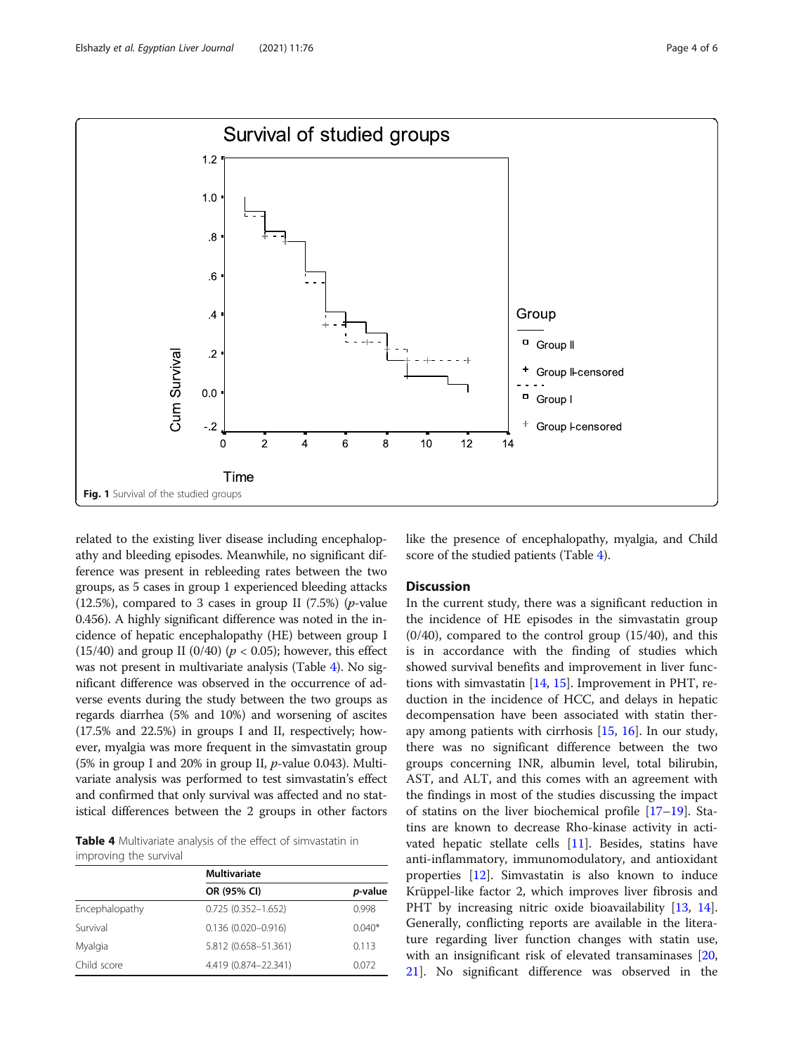Fig. 1 Survival of the studied groups

related to the existing liver disease including encephalopathy and bleeding episodes. Meanwhile, no significant difference was present in rebleeding rates between the two groups, as 5 cases in group 1 experienced bleeding attacks (12.5%), compared to 3 cases in group II (7.5%) ($p$-value 0.456). A highly significant difference was noted in the incidence of hepatic encephalopathy (HE) between group I (15/40) and group II (0/40) ($p < 0.05$); however, this effect was not present in multivariate analysis (Table 4). No significant difference was observed in the occurrence of adverse events during the study between the two groups as regards diarrhea (5% and 10%) and worsening of ascites (17.5% and 22.5%) in groups I and II, respectively; however, myalgia was more frequent in the simvastatin group (5% in group I and 20% in group II, $p$-value 0.043). Multivariate analysis was performed to test simvastatin's effect and confirmed that only survival was affected and no statistical differences between the 2 groups in other factors like the presence of encephalopathy, myalgia, and Child score of the studied patients (Table 4).

**Table 4** Multivariate analysis of the effect of simvastatin in improving the survival

| | Multivariate | |
|---|---|---|
| | OR (95% CI) | $p$-value |
| Encephalopathy | 0.725 (0.352–1.652) | 0.998 |
| Survival | 0.136 (0.020–0.916) | 0.040* |
| Myalgia | 5.812 (0.658–51.361) | 0.113 |
| Child score | 4.419 (0.874–22.341) | 0.072 |

## Discussion

In the current study, there was a significant reduction in the incidence of HE episodes in the simvastatin group (0/40), compared to the control group (15/40), and this is in accordance with the finding of studies which showed survival benefits and improvement in liver functions with simvastatin [14, 15]. Improvement in PHT, reduction in the incidence of HCC, and delays in hepatic decompensation have been associated with statin therapy among patients with cirrhosis [15, 16]. In our study, there was no significant difference between the two groups concerning INR, albumin level, total bilirubin, AST, and ALT, and this comes with an agreement with the findings in most of the studies discussing the impact of statins on the liver biochemical profile [17–19]. Statins are known to decrease Rho-kinase activity in activated hepatic stellate cells [11]. Besides, statins have anti-inflammatory, immunomodulatory, and antioxidant properties [12]. Simvastatin is also known to induce Krüppel-like factor 2, which improves liver fibrosis and PHT by increasing nitric oxide bioavailability [13, 14]. Generally, conflicting reports are available in the literature regarding liver function changes with statin use, with an insignificant risk of elevated transaminases [20, 21]. No significant difference was observed in the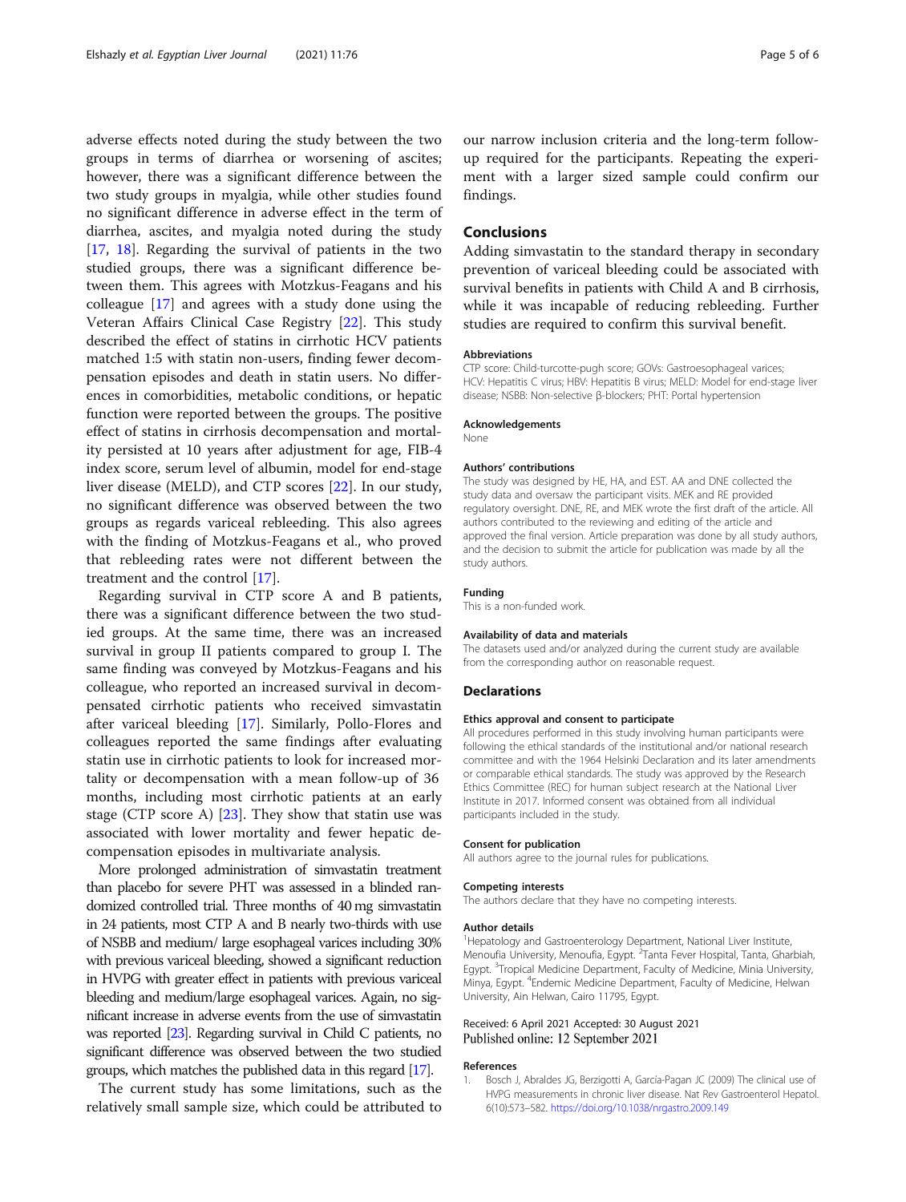adverse effects noted during the study between the two groups in terms of diarrhea or worsening of ascites; however, there was a significant difference between the two study groups in myalgia, while other studies found no significant difference in adverse effect in the term of diarrhea, ascites, and myalgia noted during the study [17, 18]. Regarding the survival of patients in the two studied groups, there was a significant difference between them. This agrees with Motzkus-Feagans and his colleague [17] and agrees with a study done using the Veteran Affairs Clinical Case Registry [22]. This study described the effect of statins in cirrhotic HCV patients matched 1:5 with statin non-users, finding fewer decompensation episodes and death in statin users. No differences in comorbidities, metabolic conditions, or hepatic function were reported between the groups. The positive effect of statins in cirrhosis decompensation and mortality persisted at 10 years after adjustment for age, FIB-4 index score, serum level of albumin, model for end-stage liver disease (MELD), and CTP scores [22]. In our study, no significant difference was observed between the two groups as regards variceal rebleeding. This also agrees with the finding of Motzkus-Feagans et al., who proved that rebleeding rates were not different between the treatment and the control [17].

Regarding survival in CTP score A and B patients, there was a significant difference between the two studied groups. At the same time, there was an increased survival in group II patients compared to group I. The same finding was conveyed by Motzkus-Feagans and his colleague, who reported an increased survival in decompensated cirrhotic patients who received simvastatin after variceal bleeding [17]. Similarly, Pollo-Flores and colleagues reported the same findings after evaluating statin use in cirrhotic patients to look for increased mortality or decompensation with a mean follow-up of 36 months, including most cirrhotic patients at an early stage (CTP score A) [23]. They show that statin use was associated with lower mortality and fewer hepatic decompensation episodes in multivariate analysis.

More prolonged administration of simvastatin treatment than placebo for severe PHT was assessed in a blinded randomized controlled trial. Three months of 40 mg simvastatin in 24 patients, most CTP A and B nearly two-thirds with use of NSBB and medium/ large esophageal varices including 30% with previous variceal bleeding, showed a significant reduction in HVPG with greater effect in patients with previous variceal bleeding and medium/large esophageal varices. Again, no significant increase in adverse events from the use of simvastatin was reported [23]. Regarding survival in Child C patients, no significant difference was observed between the two studied groups, which matches the published data in this regard [17].

The current study has some limitations, such as the relatively small sample size, which could be attributed to our narrow inclusion criteria and the long-term follow-up required for the participants. Repeating the experiment with a larger sized sample could confirm our findings.

## Conclusions

Adding simvastatin to the standard therapy in secondary prevention of variceal bleeding could be associated with survival benefits in patients with Child A and B cirrhosis, while it was incapable of reducing rebleeding. Further studies are required to confirm this survival benefit.

#### Abbreviations

CTP score: Child-turcotte-pugh score; GOVs: Gastroesophageal varices; HCV: Hepatitis C virus; HBV: Hepatitis B virus; MELD: Model for end-stage liver disease; NSBB: Non-selective β-blockers; PHT: Portal hypertension

#### Acknowledgements

None

#### Authors' contributions

The study was designed by HE, HA, and EST. AA and DNE collected the study data and oversaw the participant visits. MEK and RE provided regulatory oversight. DNE, RE, and MEK wrote the first draft of the article. All authors contributed to the reviewing and editing of the article and approved the final version. Article preparation was done by all study authors, and the decision to submit the article for publication was made by all the study authors.

#### Funding

This is a non-funded work.

#### Availability of data and materials

The datasets used and/or analyzed during the current study are available from the corresponding author on reasonable request.

## Declarations

#### Ethics approval and consent to participate

All procedures performed in this study involving human participants were following the ethical standards of the institutional and/or national research committee and with the 1964 Helsinki Declaration and its later amendments or comparable ethical standards. The study was approved by the Research Ethics Committee (REC) for human subject research at the National Liver Institute in 2017. Informed consent was obtained from all individual participants included in the study.

#### Consent for publication

All authors agree to the journal rules for publications.

#### Competing interests

The authors declare that they have no competing interests.

#### Author details

[1]Hepatology and Gastroenterology Department, National Liver Institute, Menoufia University, Menoufia, Egypt. [2]Tanta Fever Hospital, Tanta, Gharbiah, Egypt. [3]Tropical Medicine Department, Faculty of Medicine, Minia University, Minya, Egypt. [4]Endemic Medicine Department, Faculty of Medicine, Helwan University, Ain Helwan, Cairo 11795, Egypt.

Received: 6 April 2021 Accepted: 30 August 2021
Published online: 12 September 2021

#### References

1. Bosch J, Abraldes JG, Berzigotti A, García-Pagan JC (2009) The clinical use of HVPG measurements in chronic liver disease. Nat Rev Gastroenterol Hepatol. 6(10):573–582. https://doi.org/10.1038/nrgastro.2009.149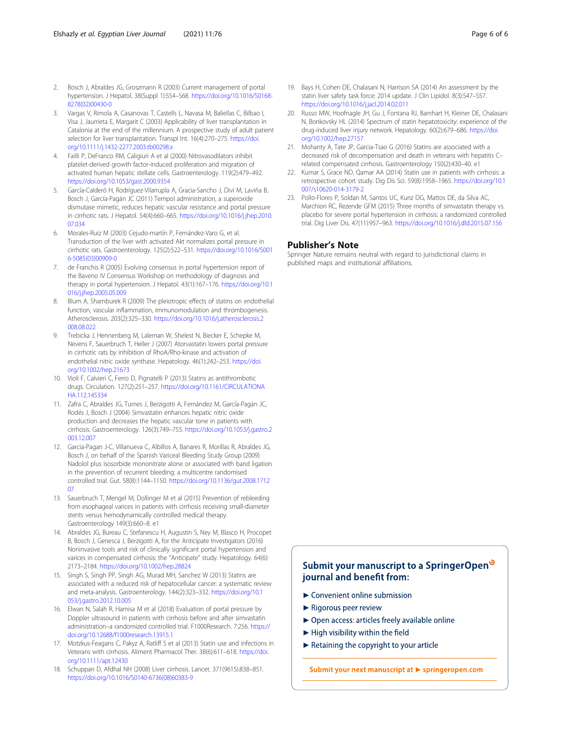2. Bosch J, Abraldes JG, Groszmann R (2003) Current management of portal hypertension. J Hepatol. 38(Suppl 1):S54–S68. https://doi.org/10.1016/S0168-8278(02)00430-0
3. Vargas V, Rimola A, Casanovas T, Castells L, Navasa M, Baliellas C, Bilbao I, Visa J, Jaurrieta E, Margarit C (2003) Applicability of liver transplantation in Catalonia at the end of the millennium. A prospective study of adult patient selection for liver transplantation. Transpl Int. 16(4):270–275. https://doi.org/10.1111/j.1432-2277.2003.tb00298.x
4. Failli P, DeFranco RM, Caligiuri A et al (2000) Nitrovasodilators inhibit platelet-derived growth factor-induced proliferation and migration of activated human hepatic stellate cells. Gastroenterology. 119(2):479–492. https://doi.org/10.1053/gast.2000.9354
5. García-Calderó H, Rodríguez-Vilarrupla A, Gracia-Sancho J, Diví M, Laviña B, Bosch J, García-Pagán JC (2011) Tempol administration, a superoxide dismutase mimetic, reduces hepatic vascular resistance and portal pressure in cirrhotic rats. J Hepatol. 54(4):660–665. https://doi.org/10.1016/j.jhep.2010.07.034
6. Morales-Ruiz M (2003) Cejudo-martín P, Fernández-Varo G, et al. Transduction of the liver with activated Akt normalizes portal pressure in cirrhotic rats. Gastroenterology. 125(2):522–531. https://doi.org/10.1016/S0016-5085(03)00909-0
7. de Franchis R (2005) Evolving consensus in portal hypertension report of the Baveno IV Consensus Workshop on methodology of diagnosis and therapy in portal hypertension. J Hepatol. 43(1):167–176. https://doi.org/10.1016/j.jhep.2005.05.009
8. Blum A, Shamburek R (2009) The pleiotropic effects of statins on endothelial function, vascular inflammation, immunomodulation and thrombogenesis. Atherosclerosis. 203(2):325–330. https://doi.org/10.1016/j.atherosclerosis.2008.08.022
9. Trebicka J, Hennenberg M, Laleman W, Shelest N, Biecker E, Schepke M, Nevens F, Sauerbruch T, Heller J (2007) Atorvastatin lowers portal pressure in cirrhotic rats by inhibition of RhoA/Rho-kinase and activation of endothelial nitric oxide synthase. Hepatology. 46(1):242–253. https://doi.org/10.1002/hep.21673
10. Violi F, Calvieri C, Ferro D, Pignatelli P (2013) Statins as antithrombotic drugs. Circulation. 127(2):251–257. https://doi.org/10.1161/CIRCULATIONAHA.112.145334
11. Zafra C, Abraldes JG, Turnes J, Berzigotti A, Fernández M, García-Pagán JC, Rodés J, Bosch J (2004) Simvastatin enhances hepatic nitric oxide production and decreases the hepatic vascular tone in patients with cirrhosis. Gastroenterology. 126(3):749–755. https://doi.org/10.1053/j.gastro.2003.12.007
12. Garcia-Pagan J-C, Villanueva C, Albillos A, Banares R, Morillas R, Abraldes JG, Bosch J, on behalf of the Spanish Variceal Bleeding Study Group (2009) Nadolol plus isosorbide mononitrate alone or associated with band ligation in the prevention of recurrent bleeding: a multicentre randomised controlled trial. Gut. 58(8):1144–1150. https://doi.org/10.1136/gut.2008.171207
13. Sauerbruch T, Mengel M, Dollinger M et al (2015) Prevention of rebleeding from esophageal varices in patients with cirrhosis receiving small-diameter stents versus hemodynamically controlled medical therapy. Gastroenterology 149(3):660–8. e1
14. Abraldes JG, Bureau C, Stefanescu H, Augustin S, Ney M, Blasco H, Procopet B, Bosch J, Genesca J, Berzigotti A, for the Anticipate Investigators (2016) Noninvasive tools and risk of clinically significant portal hypertension and varices in compensated cirrhosis: the "Anticipate" study. Hepatology. 64(6):2173–2184. https://doi.org/10.1002/hep.28824
15. Singh S, Singh PP, Singh AG, Murad MH, Sanchez W (2013) Statins are associated with a reduced risk of hepatocellular cancer: a systematic review and meta-analysis. Gastroenterology. 144(2):323–332. https://doi.org/10.1053/j.gastro.2012.10.005
16. Elwan N, Salah R, Hamisa M et al (2018) Evaluation of portal pressure by Doppler ultrasound in patients with cirrhosis before and after simvastatin administration–a randomized controlled trial. F1000Research. 7:256. https://doi.org/10.12688/f1000research.13915.1
17. Motzkus-Feagans C, Pakyz A, Ratliff S et al (2013) Statin use and infections in Veterans with cirrhosis. Aliment Pharmacol Ther. 38(6):611–618. https://doi.org/10.1111/apt.12430
18. Schuppan D, Afdhal NH (2008) Liver cirrhosis. Lancet. 371(9615):838–851. https://doi.org/10.1016/S0140-6736(08)60383-9
19. Bays H, Cohen DE, Chalasani N, Harrison SA (2014) An assessment by the statin liver safety task force: 2014 update. J Clin Lipidol. 8(3):S47–S57. https://doi.org/10.1016/j.jacl.2014.02.011
20. Russo MW, Hoofnagle JH, Gu J, Fontana RJ, Barnhart H, Kleiner DE, Chalasani N, Bonkovsky HL (2014) Spectrum of statin hepatotoxicity: experience of the drug-induced liver injury network. Hepatology. 60(2):679–686. https://doi.org/10.1002/hep.27157
21. Mohanty A, Tate JP, Garcia-Tsao G (2016) Statins are associated with a decreased risk of decompensation and death in veterans with hepatitis C–related compensated cirrhosis. Gastroenterology 150(2):430–40. e1
22. Kumar S, Grace ND, Qamar AA (2014) Statin use in patients with cirrhosis: a retrospective cohort study. Dig Dis Sci. 59(8):1958–1965. https://doi.org/10.1007/s10620-014-3179-2
23. Pollo-Flores P, Soldan M, Santos UC, Kunz DG, Mattos DE, da Silva AC, Marchiori RC, Rezende GFM (2015) Three months of simvastatin therapy vs. placebo for severe portal hypertension in cirrhosis: a randomized controlled trial. Dig Liver Dis. 47(11):957–963. https://doi.org/10.1016/j.dld.2015.07.156

## Publisher's Note

Springer Nature remains neutral with regard to jurisdictional claims in published maps and institutional affiliations.

**Submit your manuscript to a SpringerOpen journal and benefit from:**

- ► Convenient online submission
- ► Rigorous peer review
- ► Open access: articles freely available online
- ► High visibility within the field
- ► Retaining the copyright to your article

**Submit your next manuscript at ► springeropen.com**